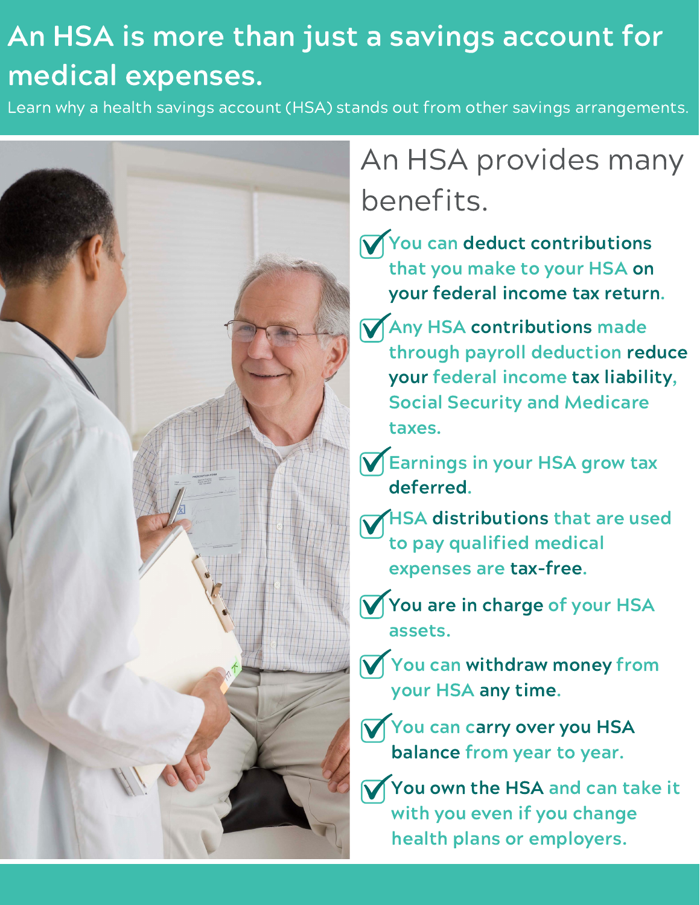# An HSA is more than just a savings account for medical expenses.

Learn why a health savings account (HSA) stands out from other savings arrangements.

## An HSA provides many benefits.

- You can **deduct contributions** that you make to your HSA **on your federal income tax return**.
- Any HSA **contributions** made through payroll deduction **reduce your** federal income **tax liability**, Social Security and Medicare taxes.
- Earnings in your HSA grow tax **deferred**.
- HSA **distributions** that are used to pay qualified medical expenses are **tax-free**.
- **You are in charge** of your HSA assets.
- You can **withdraw money** from your HSA **any time**.
- You can c**arry over you HSA balance** from year to year.
- **You own the HSA** and can take it with you even if you change health plans or employers.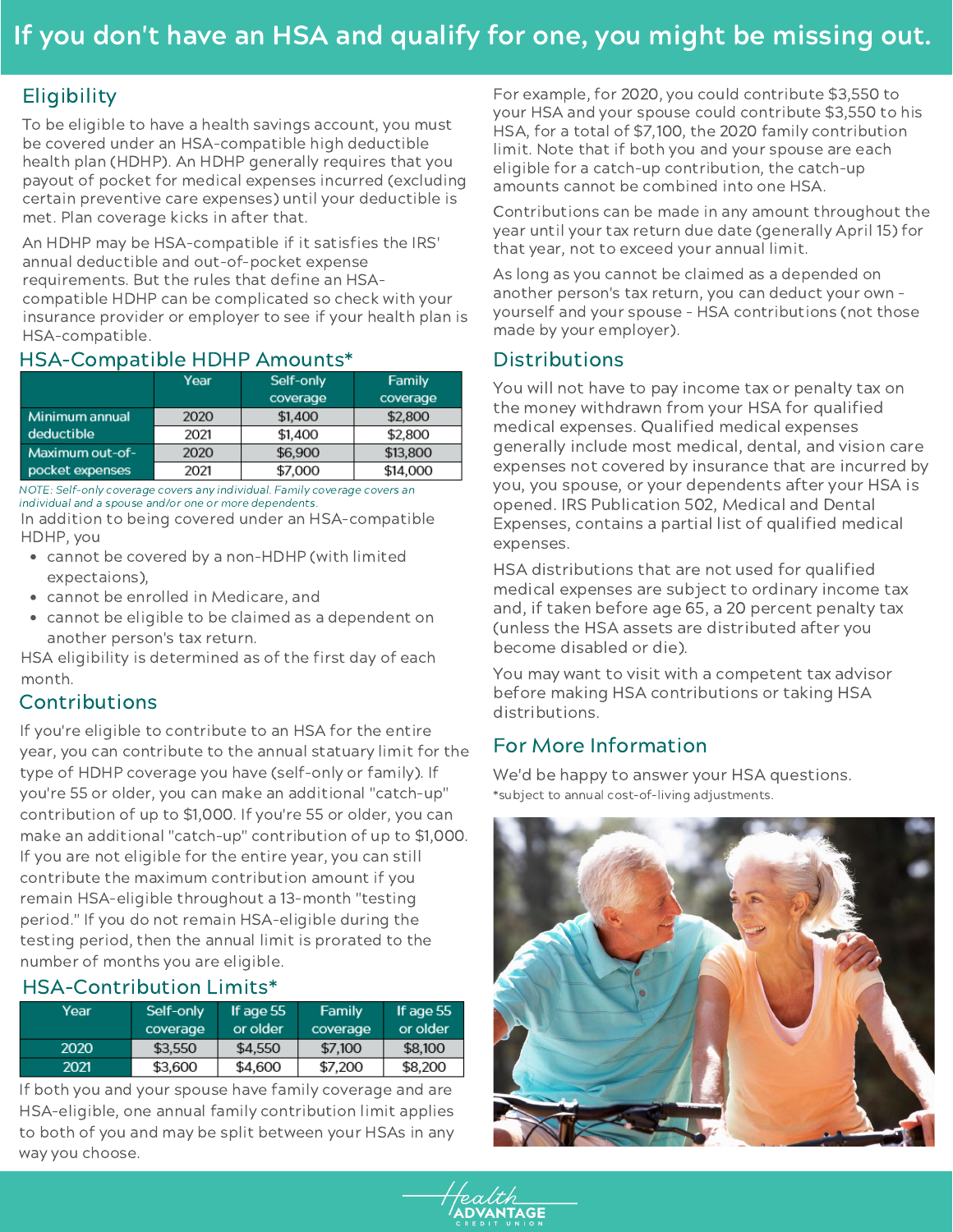# If you don't have an HSA and qualify for one, you might be missing out.

## Eligibility

To be eligible to have a health savings account, you must be covered under an HSA-compatible high deductible health plan (HDHP). An HDHP generally requires that you payout of pocket for medical expenses incurred (excluding certain preventive care expenses) until your deductible is met. Plan coverage kicks in after that.

An HDHP may be HSA-compatible if it satisfies the IRS' annual deductible and out-of-pocket expense requirements. But the rules that define an HSA-compatible HDHP can be complicated so check with your insurance provider or employer to see if your health plan is HSA-compatible.

## HSA-Compatible HDHP Amounts*

| | Year | Self-only coverage | Family coverage |
|---|---|---|---|
| Minimum annual deductible | 2020 | $1,400 | $2,800 |
| | 2021 | $1,400 | $2,800 |
| Maximum out-of-pocket expenses | 2020 | $6,900 | $13,800 |
| | 2021 | $7,000 | $14,000 |

*NOTE: Self-only coverage covers any individual. Family coverage covers an individual and a spouse and/or one or more dependents.*

In addition to being covered under an HSA-compatible HDHP, you

- cannot be covered by a non-HDHP (with limited expectaions),
- cannot be enrolled in Medicare, and
- cannot be eligible to be claimed as a dependent on another person's tax return.

HSA eligibility is determined as of the first day of each month.

## Contributions

If you're eligible to contribute to an HSA for the entire year, you can contribute to the annual statuary limit for the type of HDHP coverage you have (self-only or family). If you're 55 or older, you can make an additional "catch-up" contribution of up to $1,000. If you're 55 or older, you can make an additional "catch-up" contribution of up to $1,000. If you are not eligible for the entire year, you can still contribute the maximum contribution amount if you remain HSA-eligible throughout a 13-month "testing period." If you do not remain HSA-eligible during the testing period, then the annual limit is prorated to the number of months you are eligible.

## HSA-Contribution Limits*

| Year | Self-only coverage | If age 55 or older | Family coverage | If age 55 or older |
|---|---|---|---|---|
| 2020 | $3,550 | $4,550 | $7,100 | $8,100 |
| 2021 | $3,600 | $4,600 | $7,200 | $8,200 |

If both you and your spouse have family coverage and are HSA-eligible, one annual family contribution limit applies to both of you and may be split between your HSAs in any way you choose.

For example, for 2020, you could contribute $3,550 to your HSA and your spouse could contribute $3,550 to his HSA, for a total of $7,100, the 2020 family contribution limit. Note that if both you and your spouse are each eligible for a catch-up contribution, the catch-up amounts cannot be combined into one HSA.

Contributions can be made in any amount throughout the year until your tax return due date (generally April 15) for that year, not to exceed your annual limit.

As long as you cannot be claimed as a depended on another person's tax return, you can deduct your own - yourself and your spouse - HSA contributions (not those made by your employer).

## Distributions

You will not have to pay income tax or penalty tax on the money withdrawn from your HSA for qualified medical expenses. Qualified medical expenses generally include most medical, dental, and vision care expenses not covered by insurance that are incurred by you, you spouse, or your dependents after your HSA is opened. IRS Publication 502, Medical and Dental Expenses, contains a partial list of qualified medical expenses.

HSA distributions that are not used for qualified medical expenses are subject to ordinary income tax and, if taken before age 65, a 20 percent penalty tax (unless the HSA assets are distributed after you become disabled or die).

You may want to visit with a competent tax advisor before making HSA contributions or taking HSA distributions.

## For More Information

We'd be happy to answer your HSA questions.

*subject to annual cost-of-living adjustments.